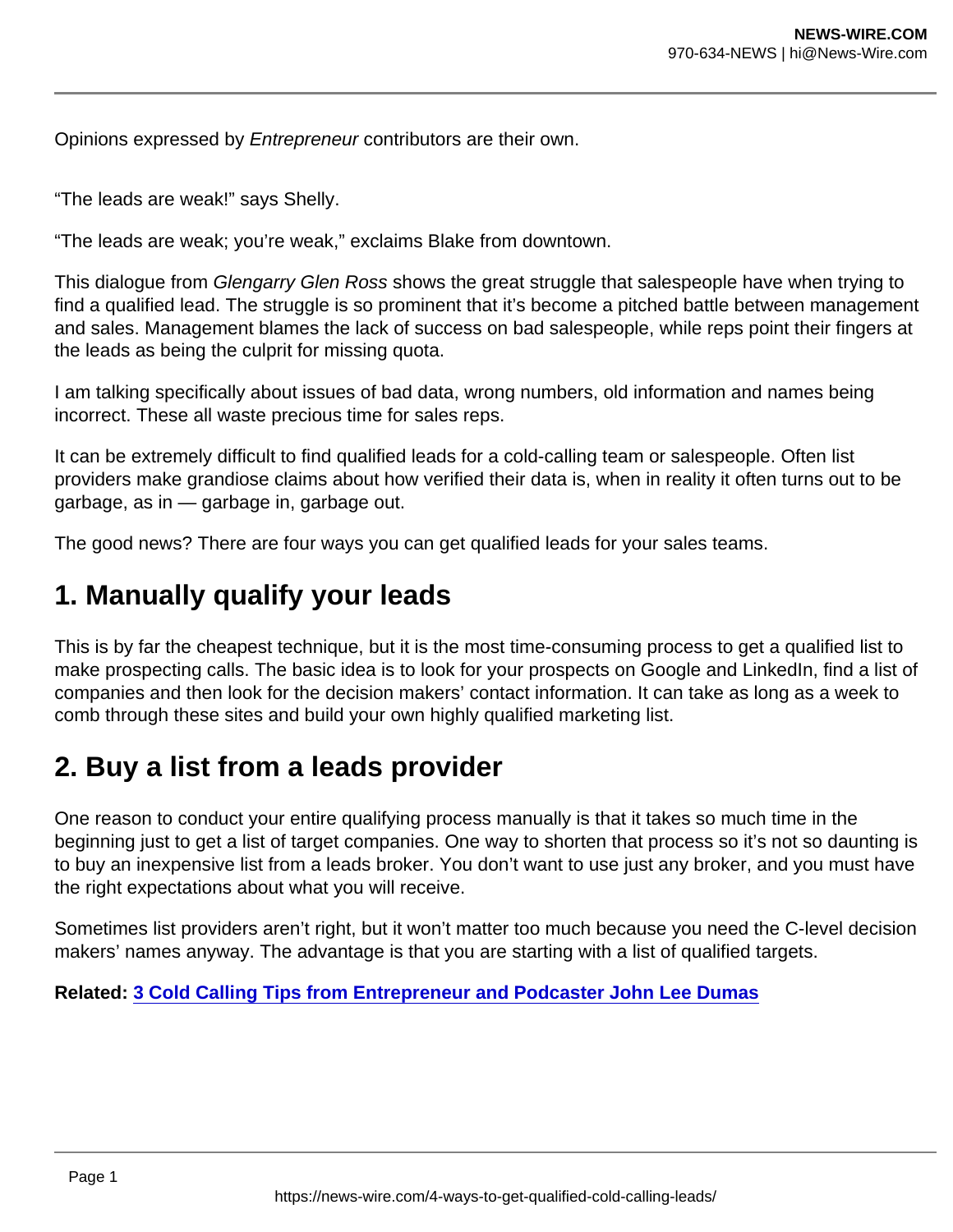Opinions expressed by *Entrepreneur* contributors are their own.

“The leads are weak!” says Shelly.

“The leads are weak; you’re weak,” exclaims Blake from downtown.

This dialogue from *Glengarry Glen Ross* shows the great struggle that salespeople have when trying to find a qualified lead. The struggle is so prominent that it’s become a pitched battle between management and sales. Management blames the lack of success on bad salespeople, while reps point their fingers at the leads as being the culprit for missing quota.

I am talking specifically about issues of bad data, wrong numbers, old information and names being incorrect. These all waste precious time for sales reps.

It can be extremely difficult to find qualified leads for a cold-calling team or salespeople. Often list providers make grandiose claims about how verified their data is, when in reality it often turns out to be garbage, as in — garbage in, garbage out.

The good news? There are four ways you can get qualified leads for your sales teams.

## 1. Manually qualify your leads

This is by far the cheapest technique, but it is the most time-consuming process to get a qualified list to make prospecting calls. The basic idea is to look for your prospects on Google and LinkedIn, find a list of companies and then look for the decision makers’ contact information. It can take as long as a week to comb through these sites and build your own highly qualified marketing list.

## 2. Buy a list from a leads provider

One reason to conduct your entire qualifying process manually is that it takes so much time in the beginning just to get a list of target companies. One way to shorten that process so it’s not so daunting is to buy an inexpensive list from a leads broker. You don’t want to use just any broker, and you must have the right expectations about what you will receive.

Sometimes list providers aren’t right, but it won’t matter too much because you need the C-level decision makers’ names anyway. The advantage is that you are starting with a list of qualified targets.

**Related: [3 Cold Calling Tips from Entrepreneur and Podcaster John Lee Dumas]**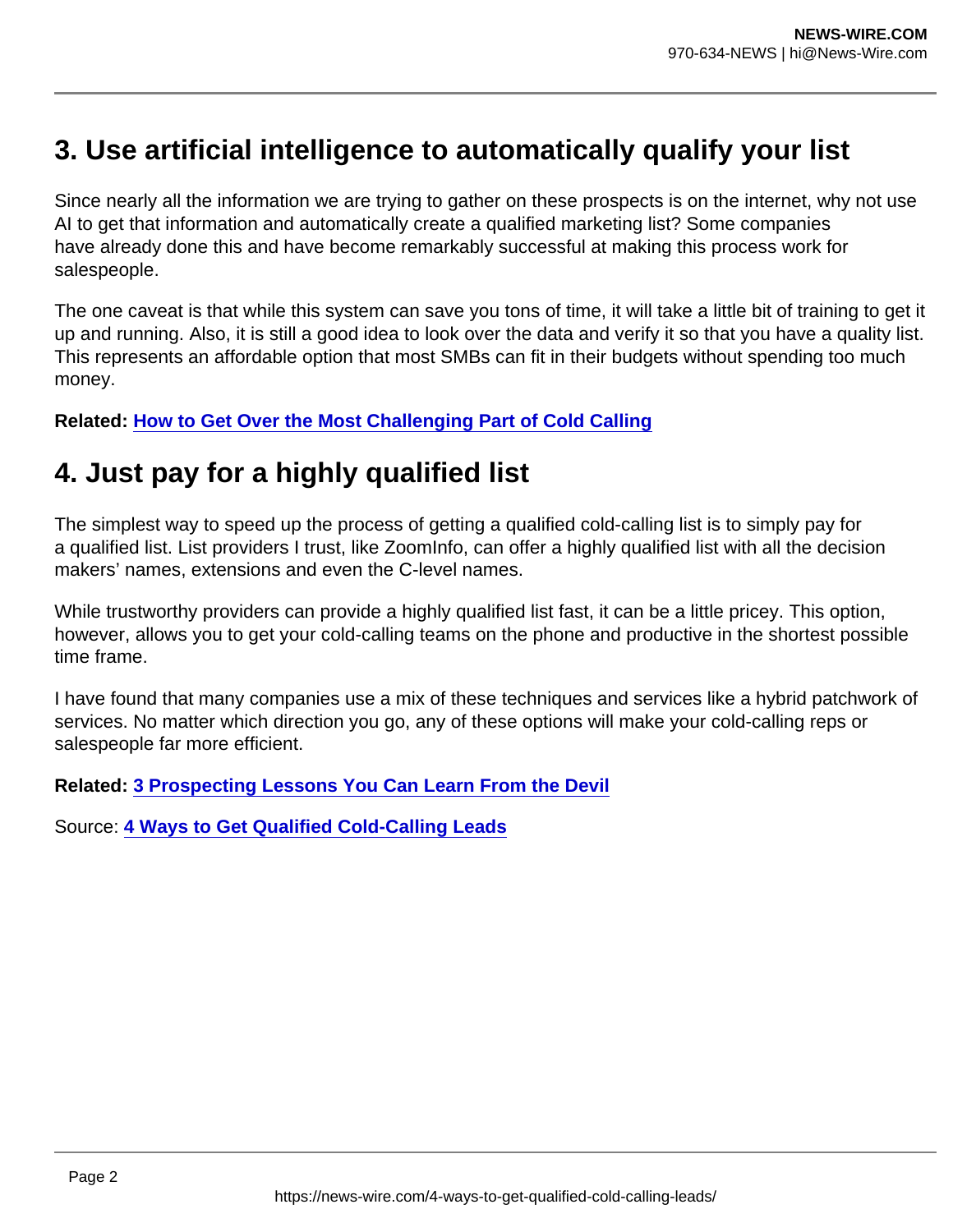## 3. Use artificial intelligence to automatically qualify your list

Since nearly all the information we are trying to gather on these prospects is on the internet, why not use AI to get that information and automatically create a qualified marketing list? Some companies have already done this and have become remarkably successful at making this process work for salespeople.

The one caveat is that while this system can save you tons of time, it will take a little bit of training to get it up and running. Also, it is still a good idea to look over the data and verify it so that you have a quality list. This represents an affordable option that most SMBs can fit in their budgets without spending too much money.

**Related: How to Get Over the Most Challenging Part of Cold Calling**

## 4. Just pay for a highly qualified list

The simplest way to speed up the process of getting a qualified cold-calling list is to simply pay for a qualified list. List providers I trust, like ZoomInfo, can offer a highly qualified list with all the decision makers' names, extensions and even the C-level names.

While trustworthy providers can provide a highly qualified list fast, it can be a little pricey. This option, however, allows you to get your cold-calling teams on the phone and productive in the shortest possible time frame.

I have found that many companies use a mix of these techniques and services like a hybrid patchwork of services. No matter which direction you go, any of these options will make your cold-calling reps or salespeople far more efficient.

**Related: 3 Prospecting Lessons You Can Learn From the Devil**

Source: **4 Ways to Get Qualified Cold-Calling Leads**